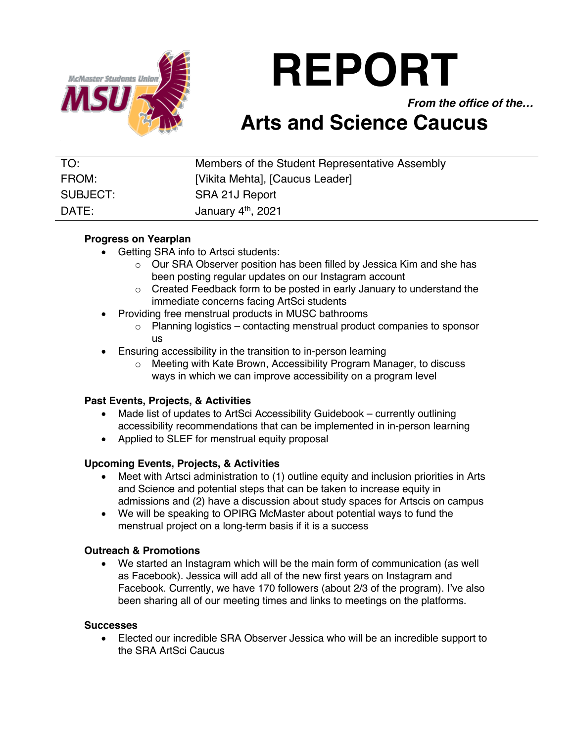# REPORT

***From the office of the…***

## Arts and Science Caucus

| | |
|---|---|
| TO: | Members of the Student Representative Assembly |
| FROM: | [Vikita Mehta], [Caucus Leader] |
| SUBJECT: | SRA 21J Report |
| DATE: | January 4th, 2021 |

**Progress on Yearplan**

- Getting SRA info to Artsci students:
  - Our SRA Observer position has been filled by Jessica Kim and she has been posting regular updates on our Instagram account
  - Created Feedback form to be posted in early January to understand the immediate concerns facing ArtSci students
- Providing free menstrual products in MUSC bathrooms
  - Planning logistics – contacting menstrual product companies to sponsor us
- Ensuring accessibility in the transition to in-person learning
  - Meeting with Kate Brown, Accessibility Program Manager, to discuss ways in which we can improve accessibility on a program level

**Past Events, Projects, & Activities**

- Made list of updates to ArtSci Accessibility Guidebook – currently outlining accessibility recommendations that can be implemented in in-person learning
- Applied to SLEF for menstrual equity proposal

**Upcoming Events, Projects, & Activities**

- Meet with Artsci administration to (1) outline equity and inclusion priorities in Arts and Science and potential steps that can be taken to increase equity in admissions and (2) have a discussion about study spaces for Artscis on campus
- We will be speaking to OPIRG McMaster about potential ways to fund the menstrual project on a long-term basis if it is a success

**Outreach & Promotions**

- We started an Instagram which will be the main form of communication (as well as Facebook). Jessica will add all of the new first years on Instagram and Facebook. Currently, we have 170 followers (about 2/3 of the program). I've also been sharing all of our meeting times and links to meetings on the platforms.

**Successes**

- Elected our incredible SRA Observer Jessica who will be an incredible support to the SRA ArtSci Caucus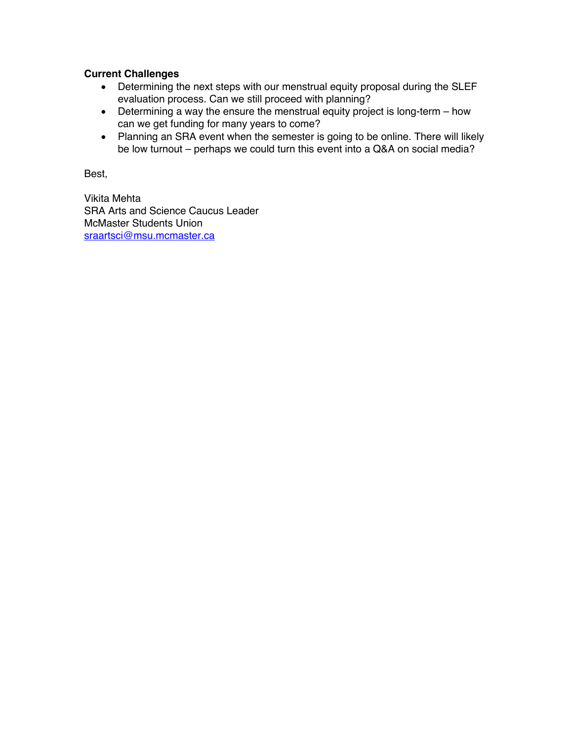**Current Challenges**

- Determining the next steps with our menstrual equity proposal during the SLEF evaluation process. Can we still proceed with planning?
- Determining a way the ensure the menstrual equity project is long-term – how can we get funding for many years to come?
- Planning an SRA event when the semester is going to be online. There will likely be low turnout – perhaps we could turn this event into a Q&A on social media?

Best,

Vikita Mehta
SRA Arts and Science Caucus Leader
McMaster Students Union
sraartsci@msu.mcmaster.ca